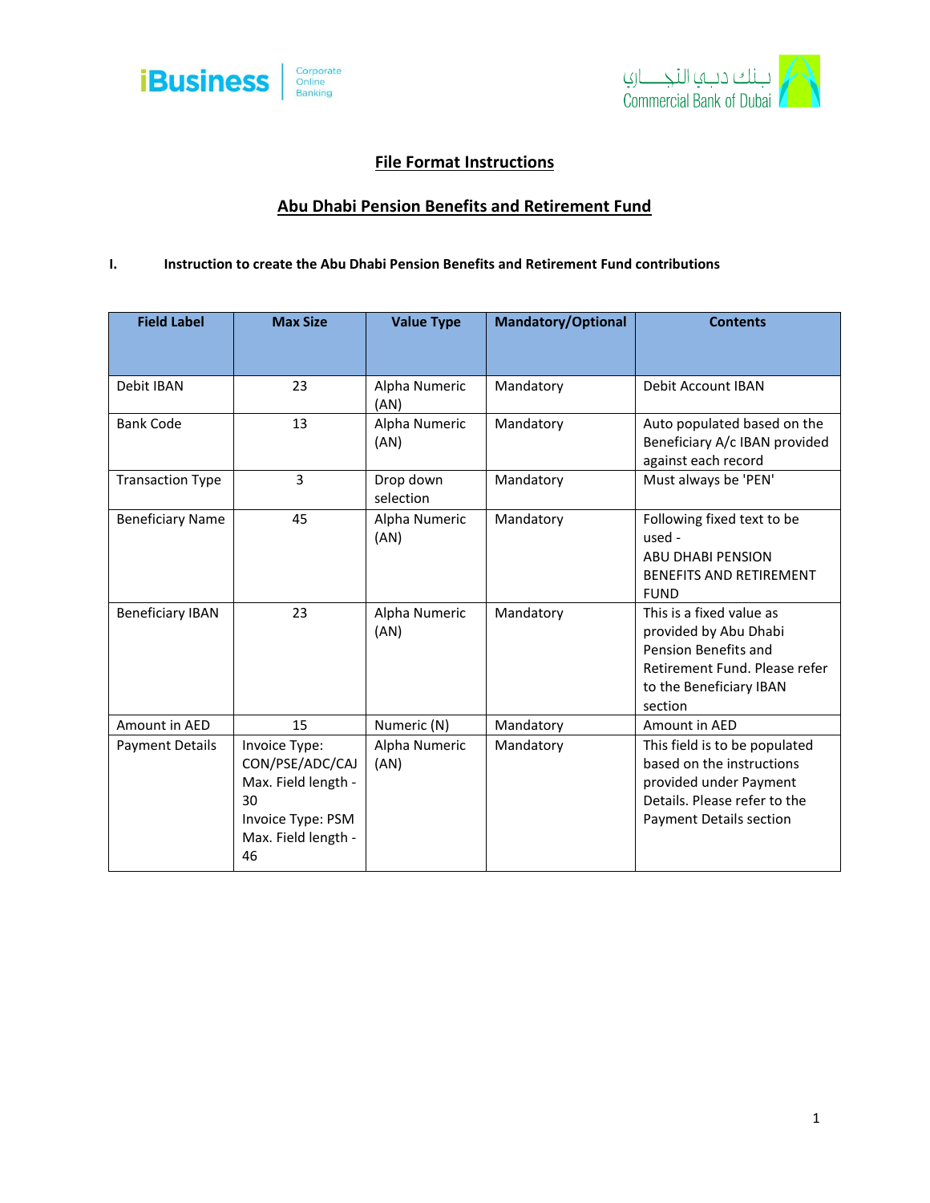iBusiness | Corporate Online Banking

بنك دبي التجاري
Commercial Bank of Dubai

# File Format Instructions

## Abu Dhabi Pension Benefits and Retirement Fund

### I. Instruction to create the Abu Dhabi Pension Benefits and Retirement Fund contributions

| Field Label | Max Size | Value Type | Mandatory/Optional | Contents |
|---|---|---|---|---|
| Debit IBAN | 23 | Alpha Numeric (AN) | Mandatory | Debit Account IBAN |
| Bank Code | 13 | Alpha Numeric (AN) | Mandatory | Auto populated based on the Beneficiary A/c IBAN provided against each record |
| Transaction Type | 3 | Drop down selection | Mandatory | Must always be 'PEN' |
| Beneficiary Name | 45 | Alpha Numeric (AN) | Mandatory | Following fixed text to be used - ABU DHABI PENSION BENEFITS AND RETIREMENT FUND |
| Beneficiary IBAN | 23 | Alpha Numeric (AN) | Mandatory | This is a fixed value as provided by Abu Dhabi Pension Benefits and Retirement Fund. Please refer to the Beneficiary IBAN section |
| Amount in AED | 15 | Numeric (N) | Mandatory | Amount in AED |
| Payment Details | Invoice Type: CON/PSE/ADC/CAJ Max. Field length - 30<br>Invoice Type: PSM Max. Field length - 46 | Alpha Numeric (AN) | Mandatory | This field is to be populated based on the instructions provided under Payment Details. Please refer to the Payment Details section |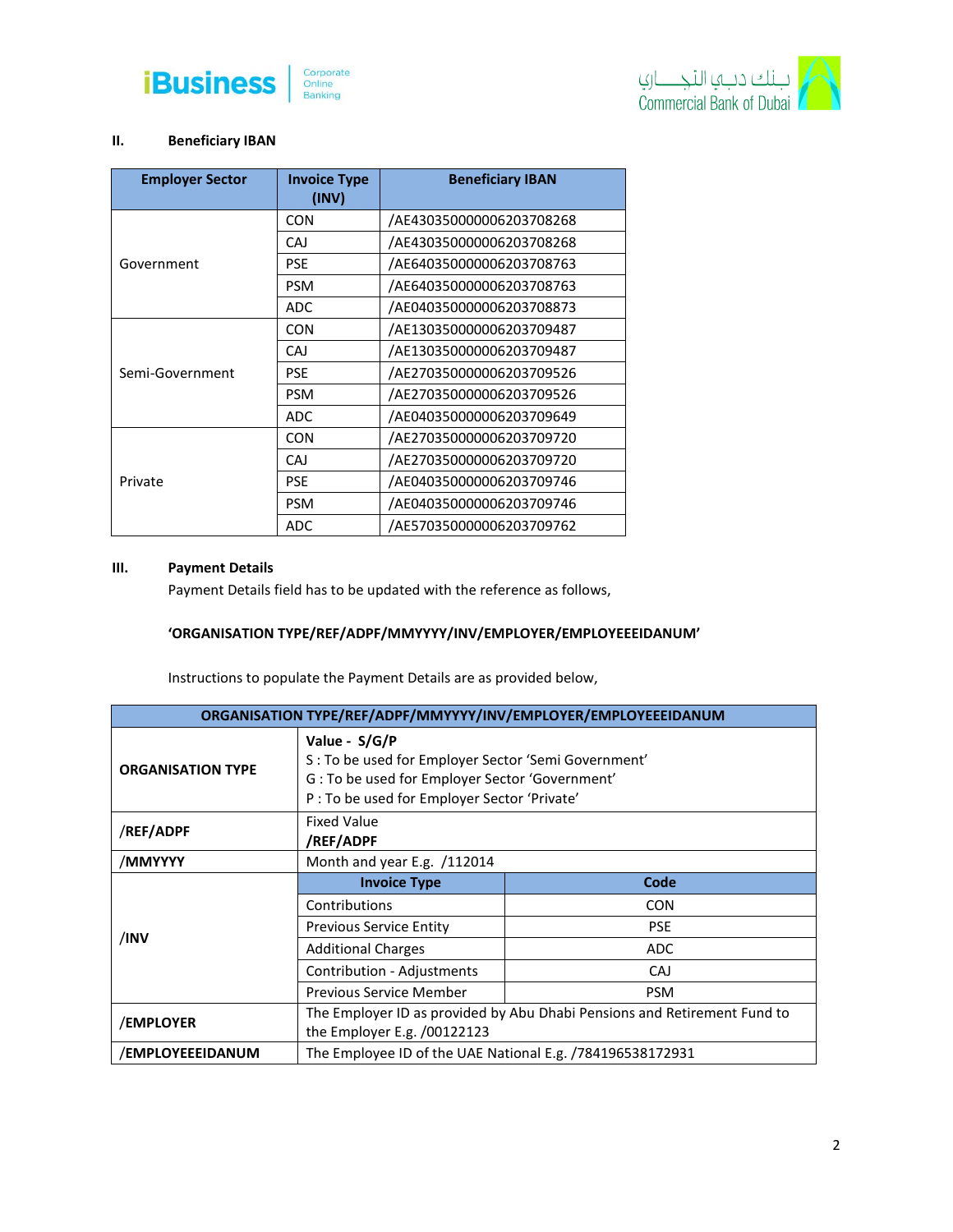## II. Beneficiary IBAN

| Employer Sector | Invoice Type (INV) | Beneficiary IBAN |
|---|---|---|
| Government | CON | /AE430350000006203708268 |
| | CAJ | /AE430350000006203708268 |
| | PSE | /AE640350000006203708763 |
| | PSM | /AE640350000006203708763 |
| | ADC | /AE040350000006203708873 |
| Semi-Government | CON | /AE130350000006203709487 |
| | CAJ | /AE130350000006203709487 |
| | PSE | /AE270350000006203709526 |
| | PSM | /AE270350000006203709526 |
| | ADC | /AE040350000006203709649 |
| Private | CON | /AE270350000006203709720 |
| | CAJ | /AE270350000006203709720 |
| | PSE | /AE040350000006203709746 |
| | PSM | /AE040350000006203709746 |
| | ADC | /AE570350000006203709762 |

## III. Payment Details

Payment Details field has to be updated with the reference as follows,

**'ORGANISATION TYPE/REF/ADPF/MMYYYY/INV/EMPLOYER/EMPLOYEEEIDANUM'**

Instructions to populate the Payment Details are as provided below,

| ORGANISATION TYPE/REF/ADPF/MMYYYY/INV/EMPLOYER/EMPLOYEEEIDANUM | | |
|---|---|---|
| **ORGANISATION TYPE** | **Value - S/G/P**<br>S : To be used for Employer Sector 'Semi Government'<br>G : To be used for Employer Sector 'Government'<br>P : To be used for Employer Sector 'Private' | |
| **/REF/ADPF** | Fixed Value<br>**/REF/ADPF** | |
| **/MMYYYY** | Month and year E.g. /112014 | |
| **/INV** | **Invoice Type** | **Code** |
| | Contributions | CON |
| | Previous Service Entity | PSE |
| | Additional Charges | ADC |
| | Contribution - Adjustments | CAJ |
| | Previous Service Member | PSM |
| **/EMPLOYER** | The Employer ID as provided by Abu Dhabi Pensions and Retirement Fund to the Employer E.g. /00122123 | |
| **/EMPLOYEEEIDANUM** | The Employee ID of the UAE National E.g. /784196538172931 | |